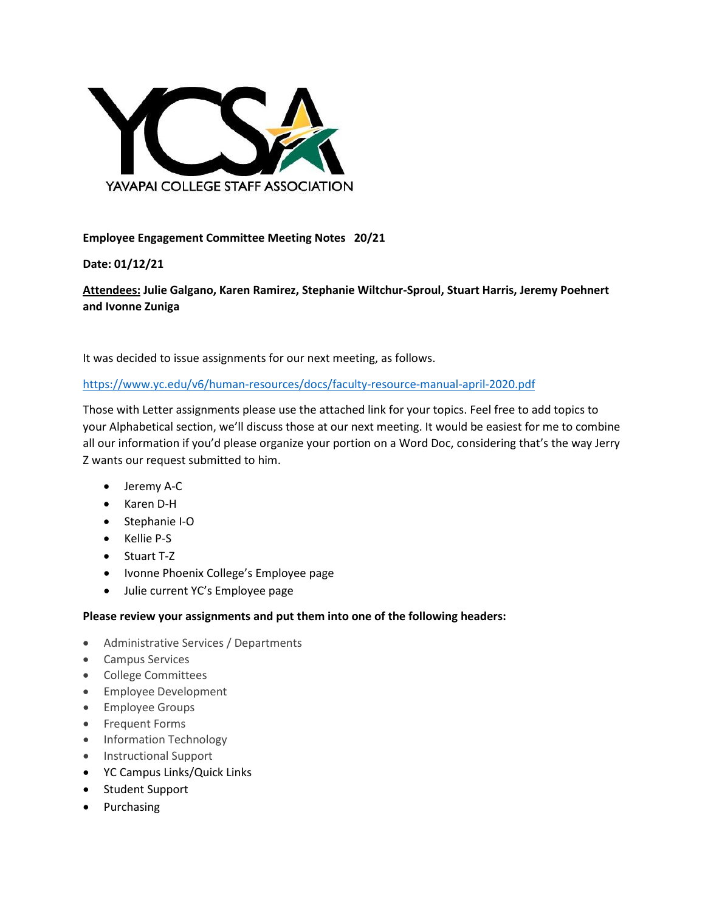YCSA

YAVAPAI COLLEGE STAFF ASSOCIATION

**Employee Engagement Committee Meeting Notes 20/21**

**Date: 01/12/21**

**<u>Attendees:</u> Julie Galgano, Karen Ramirez, Stephanie Wiltchur-Sproul, Stuart Harris, Jeremy Poehnert and Ivonne Zuniga**

It was decided to issue assignments for our next meeting, as follows.

https://www.yc.edu/v6/human-resources/docs/faculty-resource-manual-april-2020.pdf

Those with Letter assignments please use the attached link for your topics. Feel free to add topics to your Alphabetical section, we'll discuss those at our next meeting. It would be easiest for me to combine all our information if you'd please organize your portion on a Word Doc, considering that's the way Jerry Z wants our request submitted to him.

- Jeremy A-C
- Karen D-H
- Stephanie I-O
- Kellie P-S
- Stuart T-Z
- Ivonne Phoenix College's Employee page
- Julie current YC's Employee page

**Please review your assignments and put them into one of the following headers:**

- Administrative Services / Departments
- Campus Services
- College Committees
- Employee Development
- Employee Groups
- Frequent Forms
- Information Technology
- Instructional Support
- YC Campus Links/Quick Links
- Student Support
- Purchasing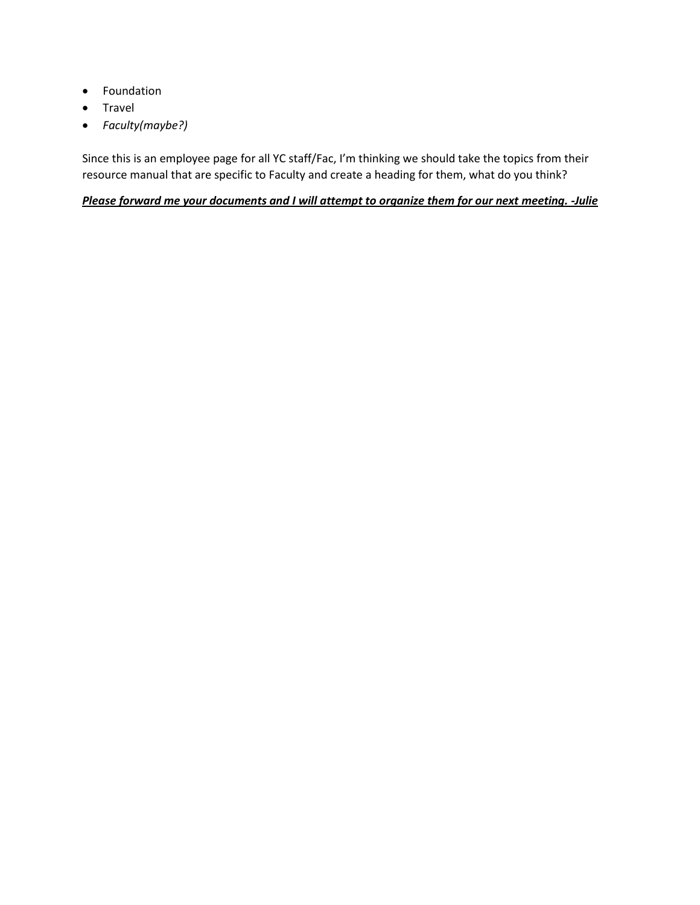- Foundation
- Travel
- *Faculty(maybe?)*

Since this is an employee page for all YC staff/Fac, I'm thinking we should take the topics from their resource manual that are specific to Faculty and create a heading for them, what do you think?

***<u>Please forward me your documents and I will attempt to organize them for our next meeting. -Julie</u>***